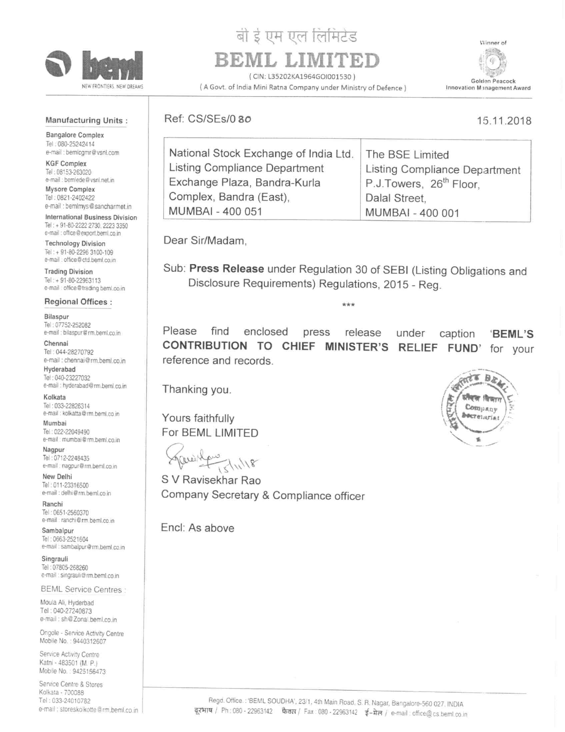# बी इ एम एल लिमिटेड

# BEML LIMITED

( CIN: L35202KA1964GOI001530 )

( A Govt. of India Mini Ratna Company under Ministry of Defence )

Winner of Golden Peacock Innovation Management Award

NEW FRONTIERS. NEW DREAMS

**Manufacturing Units :**

**Bangalore Complex**
Tel : 080-25242414
e-mail : bemlcgmr@vsnl.com

**KGF Complex**
Tel : 08153-263020
e-mail : bemlede@vsnl.net.in

**Mysore Complex**
Tel : 0821-2402422
e-mail : bemlmys@sancharnet.in

**International Business Division**
Tel : + 91-80-2222 2730, 2223 3350
e-mail : office@export.beml.co.in

**Technology Division**
Tel : + 91-80-2296 3100-109
e-mail : office@ctd.beml.co.in

**Trading Division**
Tel : + 91-80-22963113
e-mail : office@trading.beml.co.in

**Regional Offices :**

**Bilaspur**
Tel : 07752-252082
e-mail : bilaspur@rm.beml.co.in

**Chennai**
Tel : 044-28270792
e-mail : chennai@rm.beml.co.in

**Hyderabad**
Tel : 040-23227032
e-mail : hyderabad@rm.beml.co.in

**Kolkata**
Tel : 033-22826314
e-mail : kolkatta@rm.beml.co.in

**Mumbai**
Tel : 022-22049490
e-mail : mumbai@rm.beml.co.in

**Nagpur**
Tel : 0712-2248435
e-mail : nagpur@rm.beml.co.in

**New Delhi**
Tel : 011-23316500
e-mail : delhi@rm.beml.co.in

**Ranchi**
Tel : 0651-2560370
e-mail : ranchi@rm.beml.co.in

**Sambalpur**
Tel : 0663-2521604
e-mail : sambalpur@rm.beml.co.in

**Singrauli**
Tel : 07805-268260
e-mail : singrauli@rm.beml.co.in

**BEML Service Centres :**

Moula Ali, Hyderbad
Tel : 040-27240873
e-mail : sh@Zonal.beml.co.in

Ongole - Service Activity Centre
Mobile No. : 9440312607

Service Activity Centre
Katni - 483501 (M. P.)
Mobile No. : 9425156473

Service Centre & Stores
Kolkata - 700088
Tel : 033-24010782
e-mail : storeskolkotte@rm.beml.co.in

---

Ref: CS/SEs/080

15.11.2018

| National Stock Exchange of India Ltd.<br>Listing Compliance Department<br>Exchange Plaza, Bandra-Kurla Complex, Bandra (East),<br>MUMBAI - 400 051 | The BSE Limited<br>Listing Compliance Department<br>P.J.Towers, 26th Floor,<br>Dalal Street,<br>MUMBAI - 400 001 |
|---|---|

Dear Sir/Madam,

Sub: **Press Release** under Regulation 30 of SEBI (Listing Obligations and Disclosure Requirements) Regulations, 2015 - Reg.

***

Please find enclosed press release under caption '**BEML'S CONTRIBUTION TO CHIEF MINISTER'S RELIEF FUND**' for your reference and records.

Thanking you.

Yours faithfully
For BEML LIMITED

15/11/18

S V Ravisekhar Rao
Company Secretary & Compliance officer

Encl: As above

---

Regd. Office.: 'BEML SOUDHA', 23/1, 4th Main Road, S. R. Nagar, Bangalore-560 027. INDIA
दूरभाष / Ph : 080 - 22963142 फैक्स / Fax : 080 - 22963142 ई-मेल / e-mail : office@cs.beml.co.in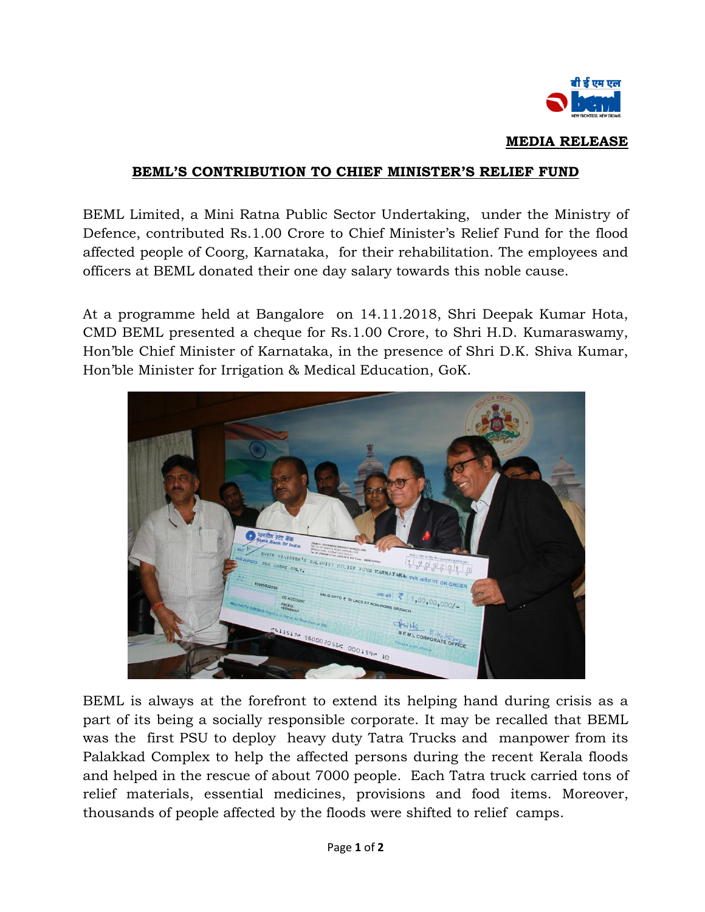**MEDIA RELEASE**

**BEML'S CONTRIBUTION TO CHIEF MINISTER'S RELIEF FUND**

BEML Limited, a Mini Ratna Public Sector Undertaking, under the Ministry of Defence, contributed Rs.1.00 Crore to Chief Minister's Relief Fund for the flood affected people of Coorg, Karnataka, for their rehabilitation. The employees and officers at BEML donated their one day salary towards this noble cause.

At a programme held at Bangalore on 14.11.2018, Shri Deepak Kumar Hota, CMD BEML presented a cheque for Rs.1.00 Crore, to Shri H.D. Kumaraswamy, Hon'ble Chief Minister of Karnataka, in the presence of Shri D.K. Shiva Kumar, Hon'ble Minister for Irrigation & Medical Education, GoK.

BEML is always at the forefront to extend its helping hand during crisis as a part of its being a socially responsible corporate. It may be recalled that BEML was the first PSU to deploy heavy duty Tatra Trucks and manpower from its Palakkad Complex to help the affected persons during the recent Kerala floods and helped in the rescue of about 7000 people. Each Tatra truck carried tons of relief materials, essential medicines, provisions and food items. Moreover, thousands of people affected by the floods were shifted to relief camps.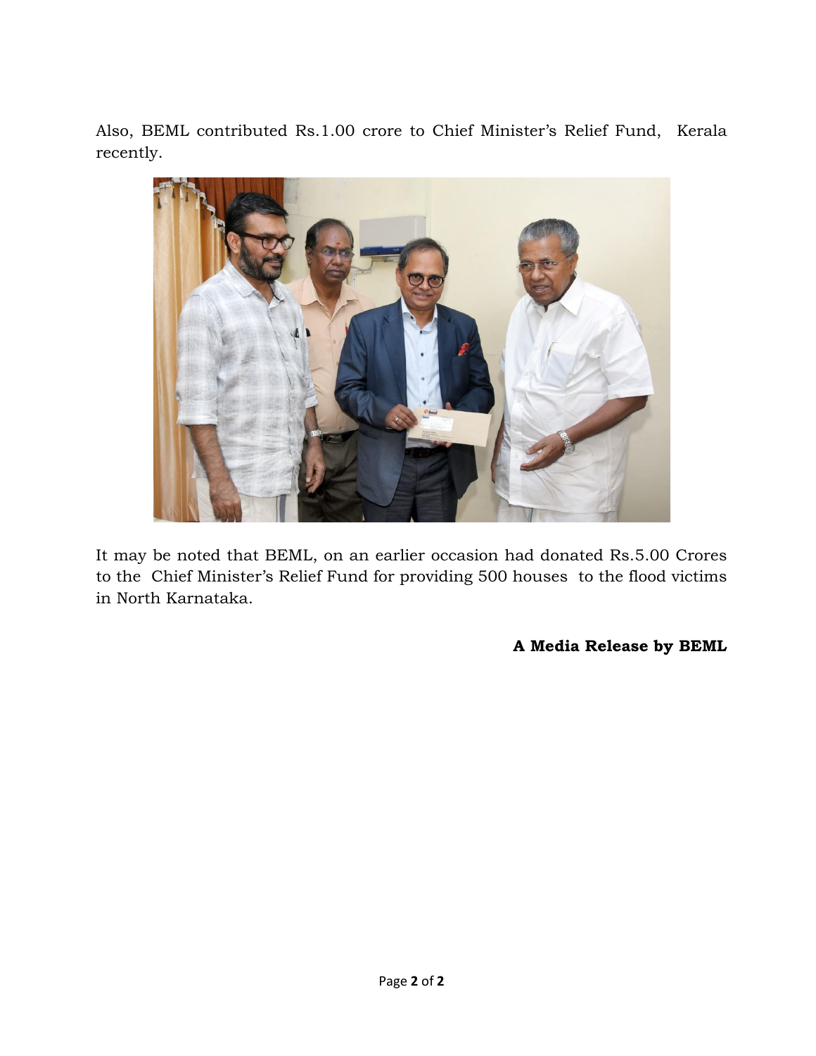Also, BEML contributed Rs.1.00 crore to Chief Minister's Relief Fund, Kerala recently.

It may be noted that BEML, on an earlier occasion had donated Rs.5.00 Crores to the Chief Minister's Relief Fund for providing 500 houses to the flood victims in North Karnataka.

**A Media Release by BEML**